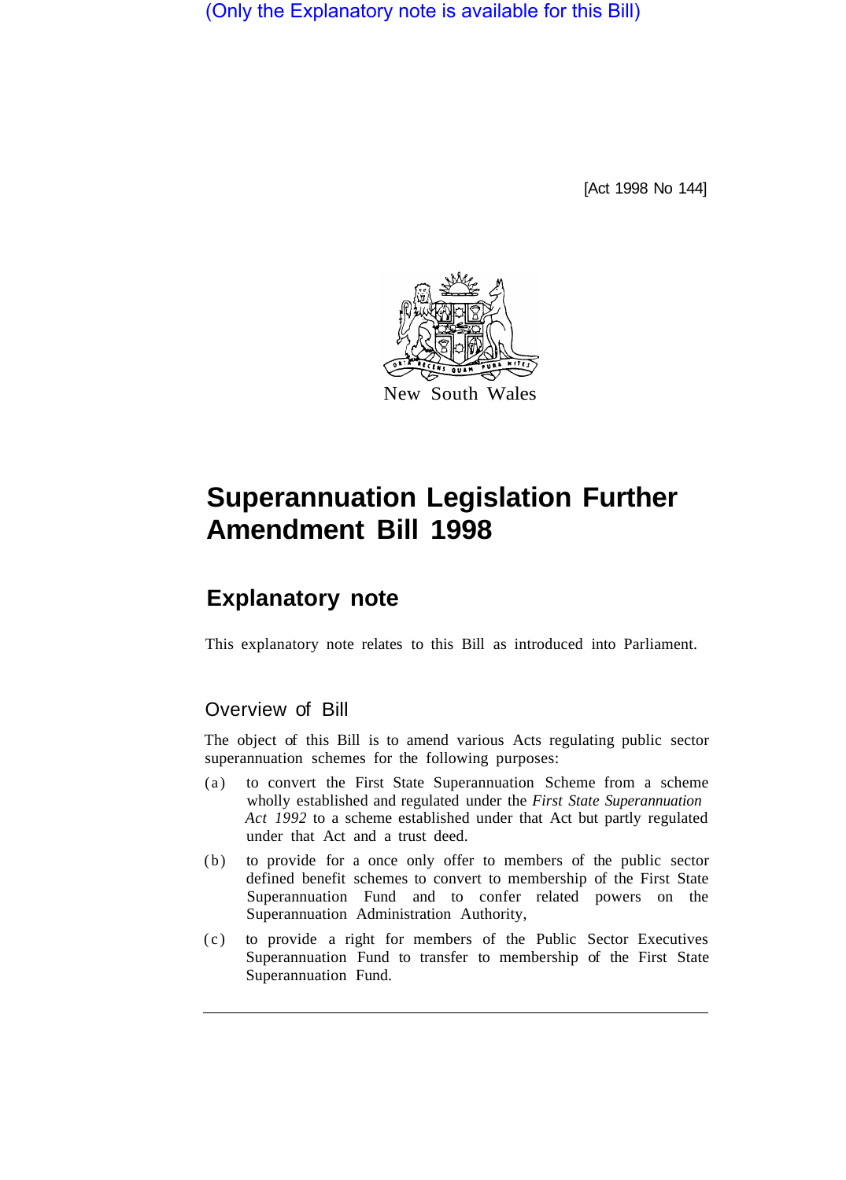(Only the Explanatory note is available for this Bill)

[Act 1998 No 144]

New South Wales

# Superannuation Legislation Further Amendment Bill 1998

## Explanatory note

This explanatory note relates to this Bill as introduced into Parliament.

### Overview of Bill

The object of this Bill is to amend various Acts regulating public sector superannuation schemes for the following purposes:

(a) to convert the First State Superannuation Scheme from a scheme wholly established and regulated under the *First State Superannuation Act 1992* to a scheme established under that Act but partly regulated under that Act and a trust deed.

(b) to provide for a once only offer to members of the public sector defined benefit schemes to convert to membership of the First State Superannuation Fund and to confer related powers on the Superannuation Administration Authority,

(c) to provide a right for members of the Public Sector Executives Superannuation Fund to transfer to membership of the First State Superannuation Fund.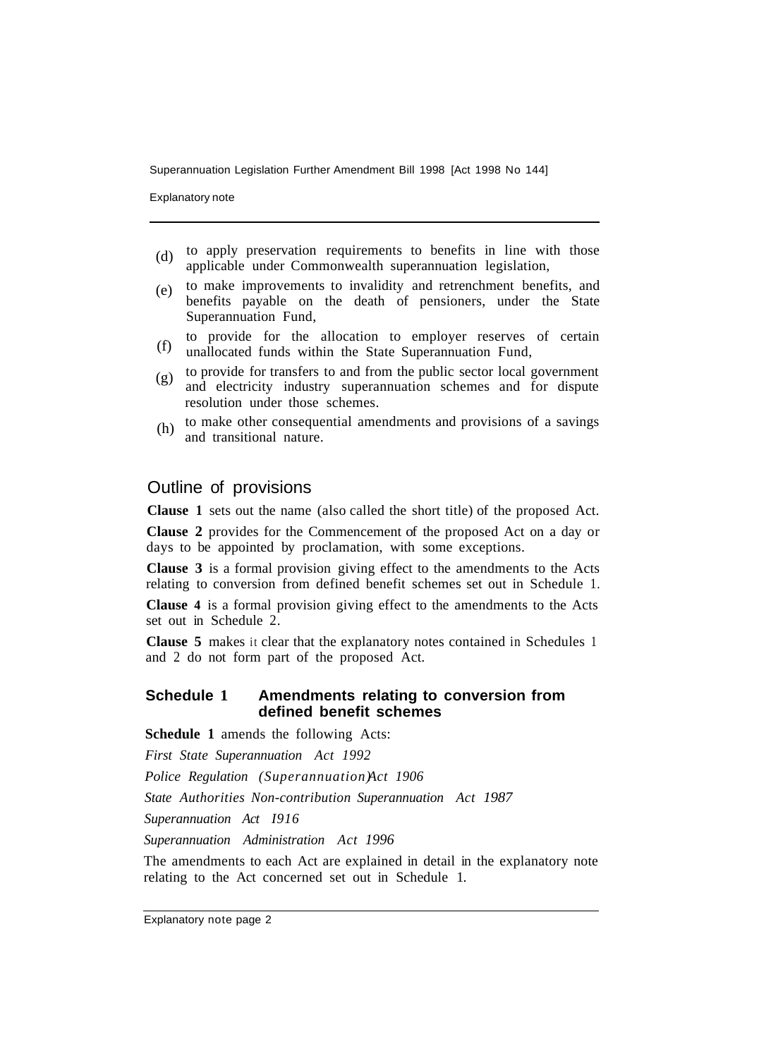(d) to apply preservation requirements to benefits in line with those applicable under Commonwealth superannuation legislation,

(e) to make improvements to invalidity and retrenchment benefits, and benefits payable on the death of pensioners, under the State Superannuation Fund,

(f) to provide for the allocation to employer reserves of certain unallocated funds within the State Superannuation Fund,

(g) to provide for transfers to and from the public sector local government and electricity industry superannuation schemes and for dispute resolution under those schemes.

(h) to make other consequential amendments and provisions of a savings and transitional nature.

## Outline of provisions

**Clause 1** sets out the name (also called the short title) of the proposed Act.

**Clause 2** provides for the Commencement of the proposed Act on a day or days to be appointed by proclamation, with some exceptions.

**Clause 3** is a formal provision giving effect to the amendments to the Acts relating to conversion from defined benefit schemes set out in Schedule 1.

**Clause 4** is a formal provision giving effect to the amendments to the Acts set out in Schedule 2.

**Clause 5** makes it clear that the explanatory notes contained in Schedules 1 and 2 do not form part of the proposed Act.

### Schedule 1 Amendments relating to conversion from defined benefit schemes

**Schedule 1** amends the following Acts:

*First State Superannuation Act 1992*

*Police Regulation (Superannuation) Act 1906*

*State Authorities Non-contribution Superannuation Act 1987*

*Superannuation Act 1916*

*Superannuation Administration Act 1996*

The amendments to each Act are explained in detail in the explanatory note relating to the Act concerned set out in Schedule 1.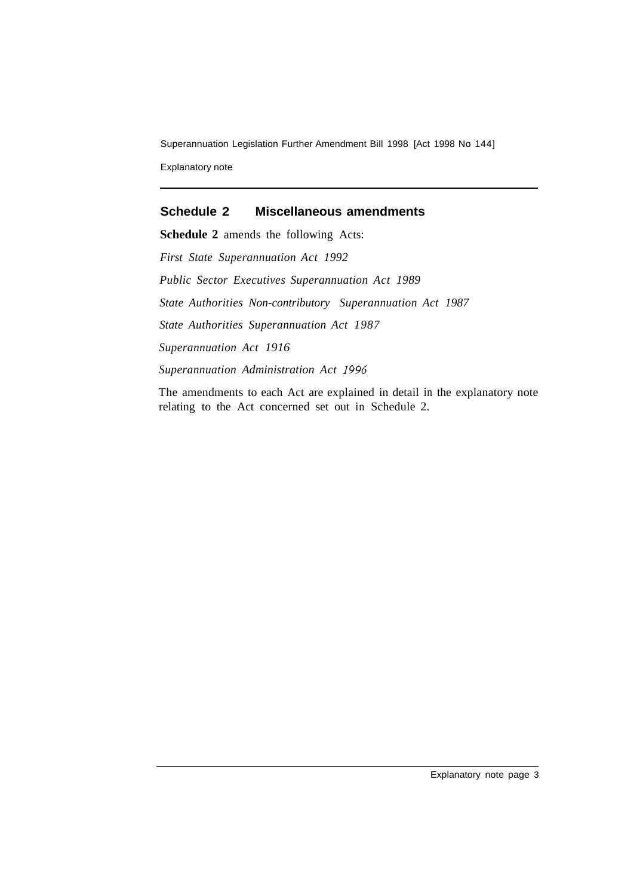## Schedule 2 Miscellaneous amendments

**Schedule 2** amends the following Acts:

*First State Superannuation Act 1992*

*Public Sector Executives Superannuation Act 1989*

*State Authorities Non-contributory Superannuation Act 1987*

*State Authorities Superannuation Act 1987*

*Superannuation Act 1916*

*Superannuation Administration Act 1996*

The amendments to each Act are explained in detail in the explanatory note relating to the Act concerned set out in Schedule 2.